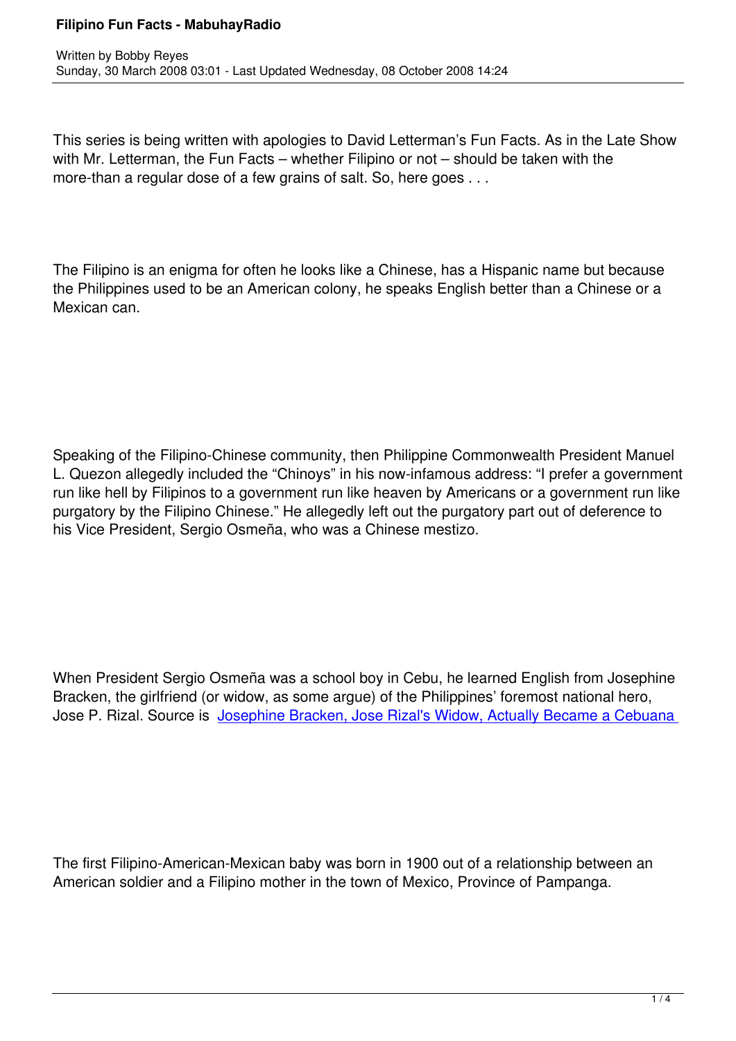# Filipino Fun Facts - MabuhayRadio

Written by Bobby Reyes
Sunday, 30 March 2008 03:01 - Last Updated Wednesday, 08 October 2008 14:24

This series is being written with apologies to David Letterman's Fun Facts. As in the Late Show with Mr. Letterman, the Fun Facts – whether Filipino or not – should be taken with the more-than a regular dose of a few grains of salt. So, here goes . . .

The Filipino is an enigma for often he looks like a Chinese, has a Hispanic name but because the Philippines used to be an American colony, he speaks English better than a Chinese or a Mexican can.

Speaking of the Filipino-Chinese community, then Philippine Commonwealth President Manuel L. Quezon allegedly included the "Chinoys" in his now-infamous address: "I prefer a government run like hell by Filipinos to a government run like heaven by Americans or a government run like purgatory by the Filipino Chinese." He allegedly left out the purgatory part out of deference to his Vice President, Sergio Osmeña, who was a Chinese mestizo.

When President Sergio Osmeña was a school boy in Cebu, he learned English from Josephine Bracken, the girlfriend (or widow, as some argue) of the Philippines' foremost national hero, Jose P. Rizal. Source is Josephine Bracken, Jose Rizal's Widow, Actually Became a Cebuana

The first Filipino-American-Mexican baby was born in 1900 out of a relationship between an American soldier and a Filipino mother in the town of Mexico, Province of Pampanga.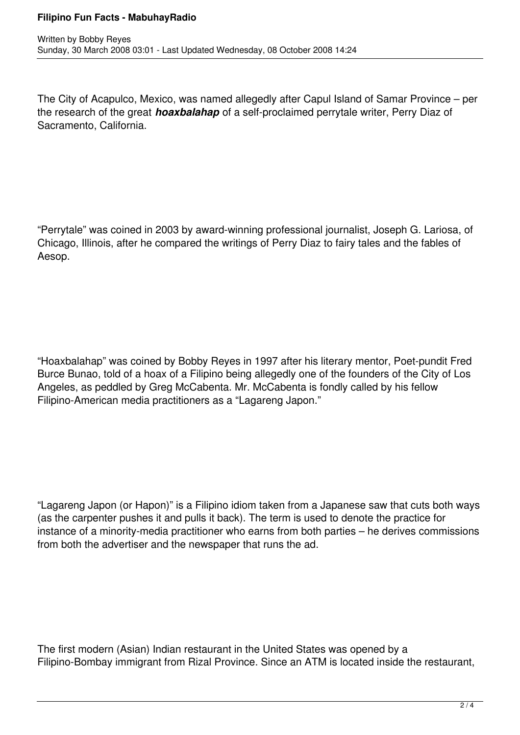The City of Acapulco, Mexico, was named allegedly after Capul Island of Samar Province – per the research of the great ***hoaxbalahap*** of a self-proclaimed perrytale writer, Perry Diaz of Sacramento, California.

"Perrytale" was coined in 2003 by award-winning professional journalist, Joseph G. Lariosa, of Chicago, Illinois, after he compared the writings of Perry Diaz to fairy tales and the fables of Aesop.

"Hoaxbalahap" was coined by Bobby Reyes in 1997 after his literary mentor, Poet-pundit Fred Burce Bunao, told of a hoax of a Filipino being allegedly one of the founders of the City of Los Angeles, as peddled by Greg McCabenta. Mr. McCabenta is fondly called by his fellow Filipino-American media practitioners as a "Lagareng Japon."

"Lagareng Japon (or Hapon)" is a Filipino idiom taken from a Japanese saw that cuts both ways (as the carpenter pushes it and pulls it back). The term is used to denote the practice for instance of a minority-media practitioner who earns from both parties – he derives commissions from both the advertiser and the newspaper that runs the ad.

The first modern (Asian) Indian restaurant in the United States was opened by a Filipino-Bombay immigrant from Rizal Province. Since an ATM is located inside the restaurant,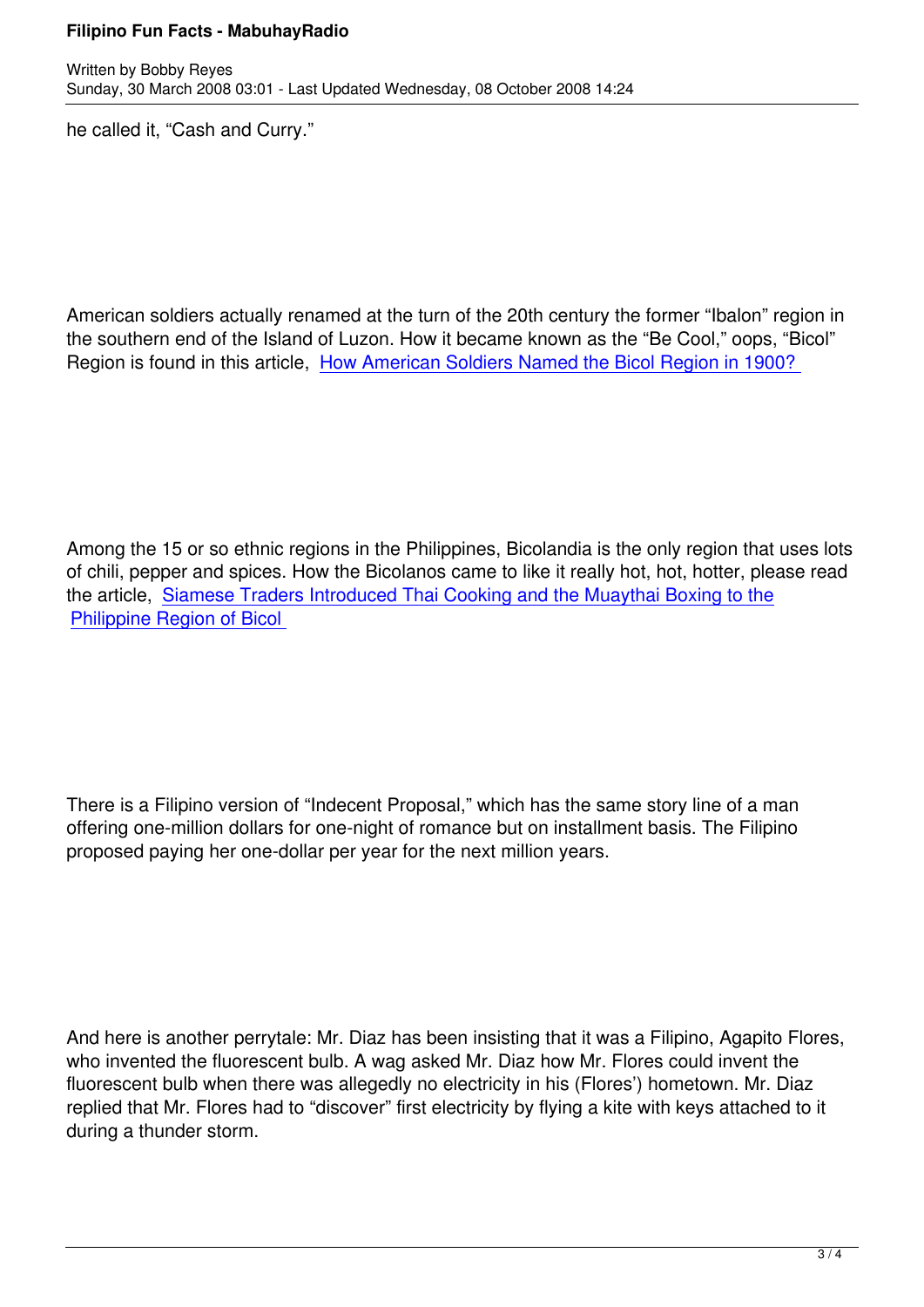he called it, “Cash and Curry.”

American soldiers actually renamed at the turn of the 20th century the former “Ibalon” region in the southern end of the Island of Luzon. How it became known as the “Be Cool,” oops, “Bicol” Region is found in this article, [How American Soldiers Named the Bicol Region in 1900?](#)

Among the 15 or so ethnic regions in the Philippines, Bicolandia is the only region that uses lots of chili, pepper and spices. How the Bicolanos came to like it really hot, hot, hotter, please read the article, [Siamese Traders Introduced Thai Cooking and the Muaythai Boxing to the Philippine Region of Bicol](#)

There is a Filipino version of “Indecent Proposal,” which has the same story line of a man offering one-million dollars for one-night of romance but on installment basis. The Filipino proposed paying her one-dollar per year for the next million years.

And here is another perrytale: Mr. Diaz has been insisting that it was a Filipino, Agapito Flores, who invented the fluorescent bulb. A wag asked Mr. Diaz how Mr. Flores could invent the fluorescent bulb when there was allegedly no electricity in his (Flores’) hometown. Mr. Diaz replied that Mr. Flores had to “discover” first electricity by flying a kite with keys attached to it during a thunder storm.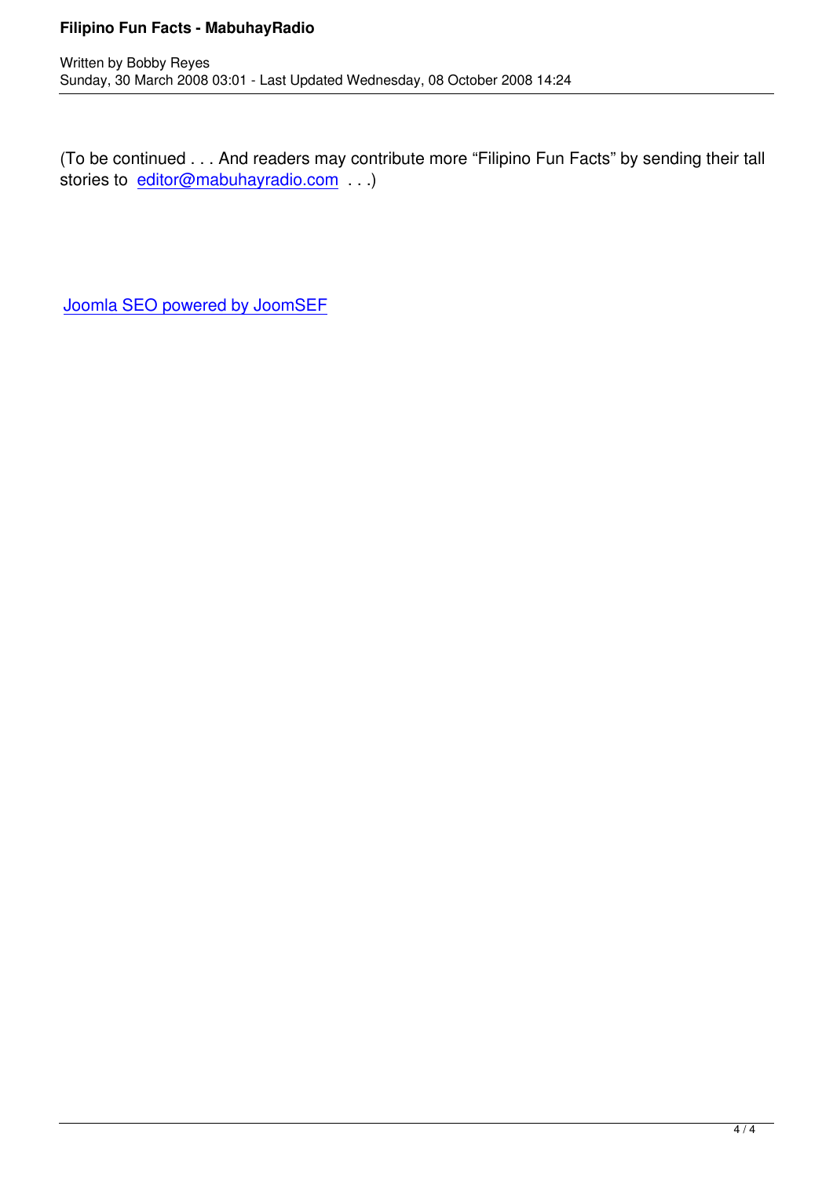(To be continued . . . And readers may contribute more "Filipino Fun Facts" by sending their tall stories to editor@mabuhayradio.com . . .)

Joomla SEO powered by JoomSEF